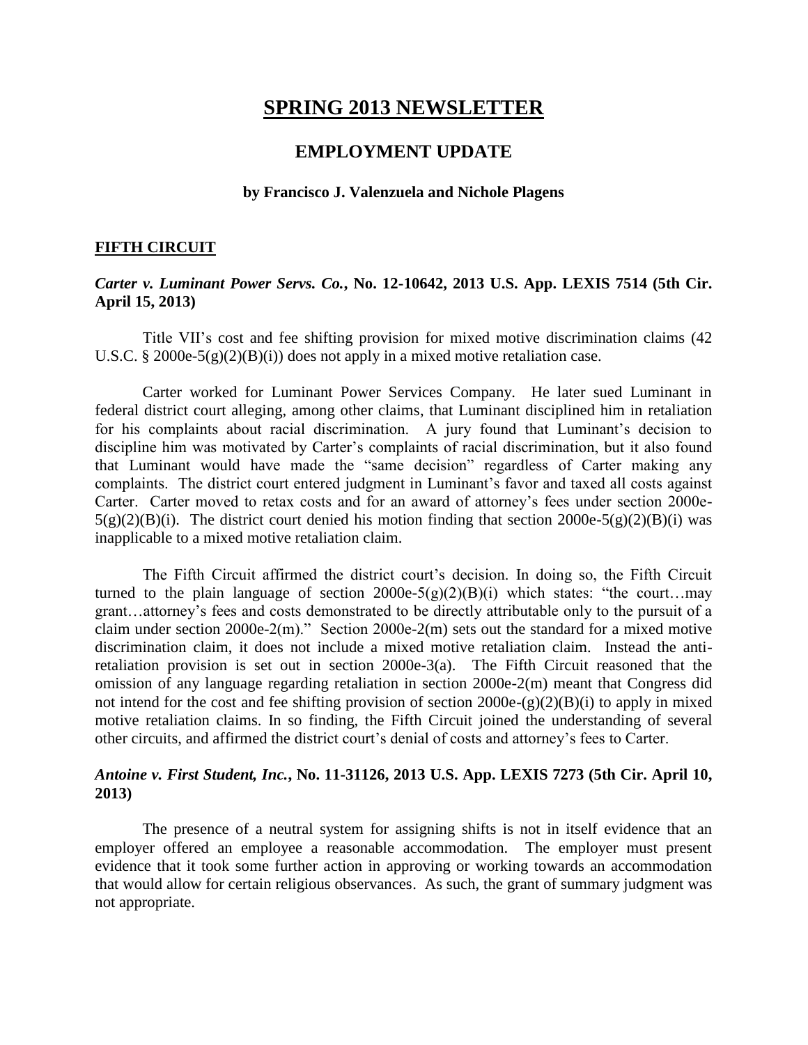# SPRING 2013 NEWSLETTER

## EMPLOYMENT UPDATE

**by Francisco J. Valenzuela and Nichole Plagens**

### FIFTH CIRCUIT

#### *Carter v. Luminant Power Servs. Co.*, No. 12-10642, 2013 U.S. App. LEXIS 7514 (5th Cir. April 15, 2013)

Title VII's cost and fee shifting provision for mixed motive discrimination claims (42 U.S.C. § 2000e-5(g)(2)(B)(i)) does not apply in a mixed motive retaliation case.

Carter worked for Luminant Power Services Company. He later sued Luminant in federal district court alleging, among other claims, that Luminant disciplined him in retaliation for his complaints about racial discrimination. A jury found that Luminant's decision to discipline him was motivated by Carter's complaints of racial discrimination, but it also found that Luminant would have made the "same decision" regardless of Carter making any complaints. The district court entered judgment in Luminant's favor and taxed all costs against Carter. Carter moved to retax costs and for an award of attorney's fees under section 2000e-5(g)(2)(B)(i). The district court denied his motion finding that section 2000e-5(g)(2)(B)(i) was inapplicable to a mixed motive retaliation claim.

The Fifth Circuit affirmed the district court's decision. In doing so, the Fifth Circuit turned to the plain language of section 2000e-5(g)(2)(B)(i) which states: "the court…may grant…attorney's fees and costs demonstrated to be directly attributable only to the pursuit of a claim under section 2000e-2(m)." Section 2000e-2(m) sets out the standard for a mixed motive discrimination claim, it does not include a mixed motive retaliation claim. Instead the anti-retaliation provision is set out in section 2000e-3(a). The Fifth Circuit reasoned that the omission of any language regarding retaliation in section 2000e-2(m) meant that Congress did not intend for the cost and fee shifting provision of section 2000e-(g)(2)(B)(i) to apply in mixed motive retaliation claims. In so finding, the Fifth Circuit joined the understanding of several other circuits, and affirmed the district court's denial of costs and attorney's fees to Carter.

#### *Antoine v. First Student, Inc.*, No. 11-31126, 2013 U.S. App. LEXIS 7273 (5th Cir. April 10, 2013)

The presence of a neutral system for assigning shifts is not in itself evidence that an employer offered an employee a reasonable accommodation. The employer must present evidence that it took some further action in approving or working towards an accommodation that would allow for certain religious observances. As such, the grant of summary judgment was not appropriate.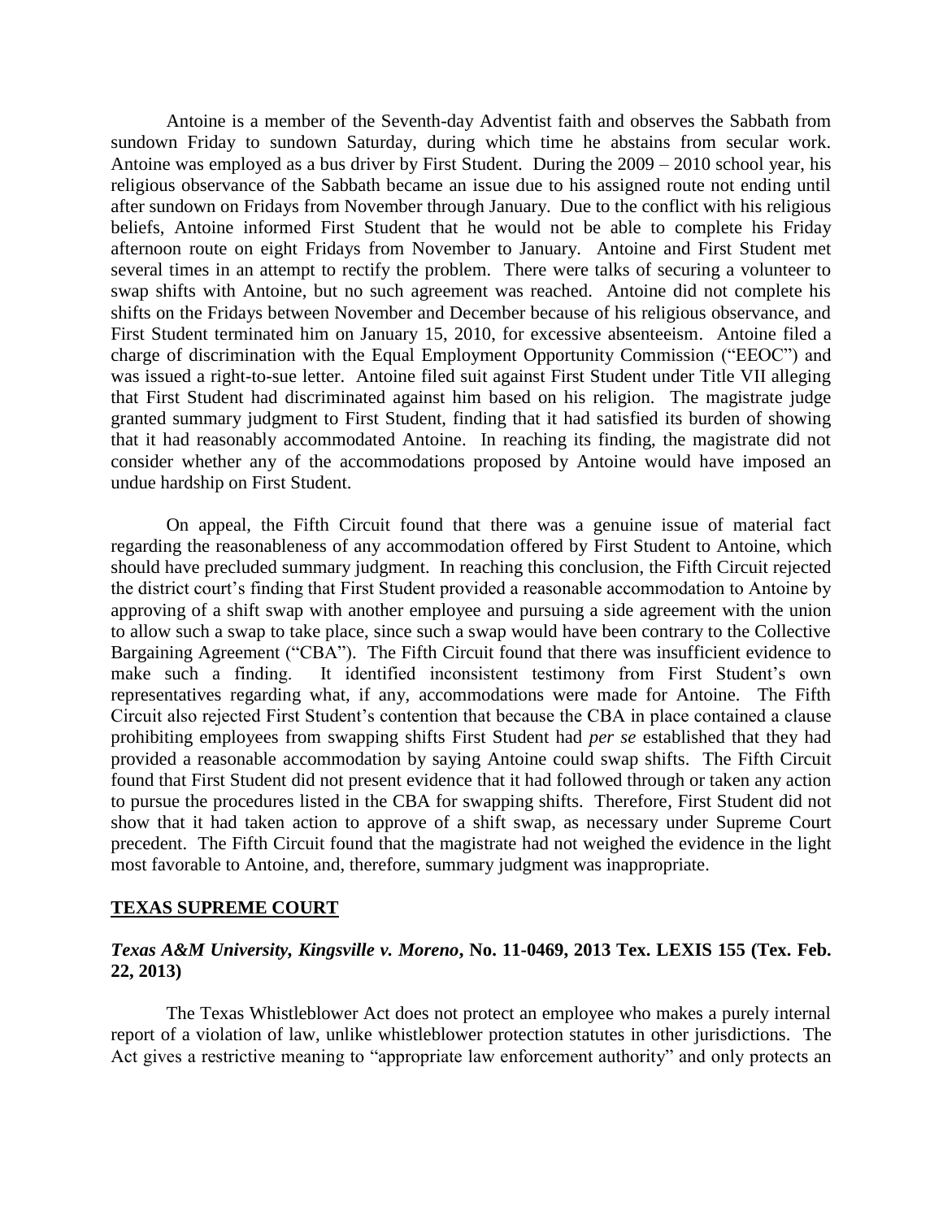Antoine is a member of the Seventh-day Adventist faith and observes the Sabbath from sundown Friday to sundown Saturday, during which time he abstains from secular work. Antoine was employed as a bus driver by First Student. During the 2009 – 2010 school year, his religious observance of the Sabbath became an issue due to his assigned route not ending until after sundown on Fridays from November through January. Due to the conflict with his religious beliefs, Antoine informed First Student that he would not be able to complete his Friday afternoon route on eight Fridays from November to January. Antoine and First Student met several times in an attempt to rectify the problem. There were talks of securing a volunteer to swap shifts with Antoine, but no such agreement was reached. Antoine did not complete his shifts on the Fridays between November and December because of his religious observance, and First Student terminated him on January 15, 2010, for excessive absenteeism. Antoine filed a charge of discrimination with the Equal Employment Opportunity Commission ("EEOC") and was issued a right-to-sue letter. Antoine filed suit against First Student under Title VII alleging that First Student had discriminated against him based on his religion. The magistrate judge granted summary judgment to First Student, finding that it had satisfied its burden of showing that it had reasonably accommodated Antoine. In reaching its finding, the magistrate did not consider whether any of the accommodations proposed by Antoine would have imposed an undue hardship on First Student.

On appeal, the Fifth Circuit found that there was a genuine issue of material fact regarding the reasonableness of any accommodation offered by First Student to Antoine, which should have precluded summary judgment. In reaching this conclusion, the Fifth Circuit rejected the district court's finding that First Student provided a reasonable accommodation to Antoine by approving of a shift swap with another employee and pursuing a side agreement with the union to allow such a swap to take place, since such a swap would have been contrary to the Collective Bargaining Agreement ("CBA"). The Fifth Circuit found that there was insufficient evidence to make such a finding. It identified inconsistent testimony from First Student's own representatives regarding what, if any, accommodations were made for Antoine. The Fifth Circuit also rejected First Student's contention that because the CBA in place contained a clause prohibiting employees from swapping shifts First Student had *per se* established that they had provided a reasonable accommodation by saying Antoine could swap shifts. The Fifth Circuit found that First Student did not present evidence that it had followed through or taken any action to pursue the procedures listed in the CBA for swapping shifts. Therefore, First Student did not show that it had taken action to approve of a shift swap, as necessary under Supreme Court precedent. The Fifth Circuit found that the magistrate had not weighed the evidence in the light most favorable to Antoine, and, therefore, summary judgment was inappropriate.

## TEXAS SUPREME COURT

### *Texas A&M University, Kingsville v. Moreno*, No. 11-0469, 2013 Tex. LEXIS 155 (Tex. Feb. 22, 2013)

The Texas Whistleblower Act does not protect an employee who makes a purely internal report of a violation of law, unlike whistleblower protection statutes in other jurisdictions. The Act gives a restrictive meaning to "appropriate law enforcement authority" and only protects an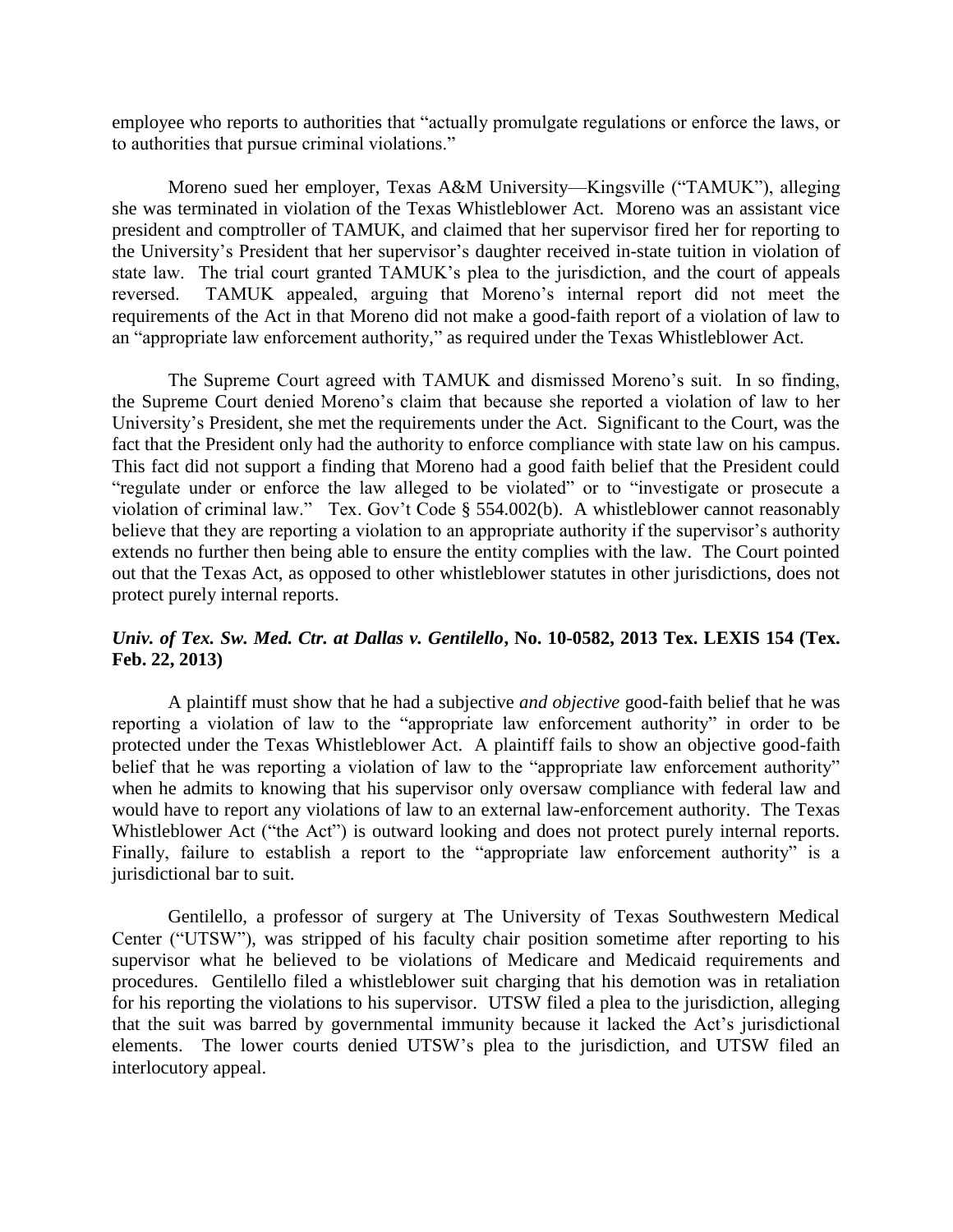employee who reports to authorities that "actually promulgate regulations or enforce the laws, or to authorities that pursue criminal violations."

Moreno sued her employer, Texas A&M University—Kingsville ("TAMUK"), alleging she was terminated in violation of the Texas Whistleblower Act. Moreno was an assistant vice president and comptroller of TAMUK, and claimed that her supervisor fired her for reporting to the University's President that her supervisor's daughter received in-state tuition in violation of state law. The trial court granted TAMUK's plea to the jurisdiction, and the court of appeals reversed. TAMUK appealed, arguing that Moreno's internal report did not meet the requirements of the Act in that Moreno did not make a good-faith report of a violation of law to an "appropriate law enforcement authority," as required under the Texas Whistleblower Act.

The Supreme Court agreed with TAMUK and dismissed Moreno's suit. In so finding, the Supreme Court denied Moreno's claim that because she reported a violation of law to her University's President, she met the requirements under the Act. Significant to the Court, was the fact that the President only had the authority to enforce compliance with state law on his campus. This fact did not support a finding that Moreno had a good faith belief that the President could "regulate under or enforce the law alleged to be violated" or to "investigate or prosecute a violation of criminal law." Tex. Gov't Code § 554.002(b). A whistleblower cannot reasonably believe that they are reporting a violation to an appropriate authority if the supervisor's authority extends no further then being able to ensure the entity complies with the law. The Court pointed out that the Texas Act, as opposed to other whistleblower statutes in other jurisdictions, does not protect purely internal reports.

### ***Univ. of Tex. Sw. Med. Ctr. at Dallas v. Gentilello*, No. 10-0582, 2013 Tex. LEXIS 154 (Tex. Feb. 22, 2013)**

A plaintiff must show that he had a subjective *and objective* good-faith belief that he was reporting a violation of law to the "appropriate law enforcement authority" in order to be protected under the Texas Whistleblower Act. A plaintiff fails to show an objective good-faith belief that he was reporting a violation of law to the "appropriate law enforcement authority" when he admits to knowing that his supervisor only oversaw compliance with federal law and would have to report any violations of law to an external law-enforcement authority. The Texas Whistleblower Act ("the Act") is outward looking and does not protect purely internal reports. Finally, failure to establish a report to the "appropriate law enforcement authority" is a jurisdictional bar to suit.

Gentilello, a professor of surgery at The University of Texas Southwestern Medical Center ("UTSW"), was stripped of his faculty chair position sometime after reporting to his supervisor what he believed to be violations of Medicare and Medicaid requirements and procedures. Gentilello filed a whistleblower suit charging that his demotion was in retaliation for his reporting the violations to his supervisor. UTSW filed a plea to the jurisdiction, alleging that the suit was barred by governmental immunity because it lacked the Act's jurisdictional elements. The lower courts denied UTSW's plea to the jurisdiction, and UTSW filed an interlocutory appeal.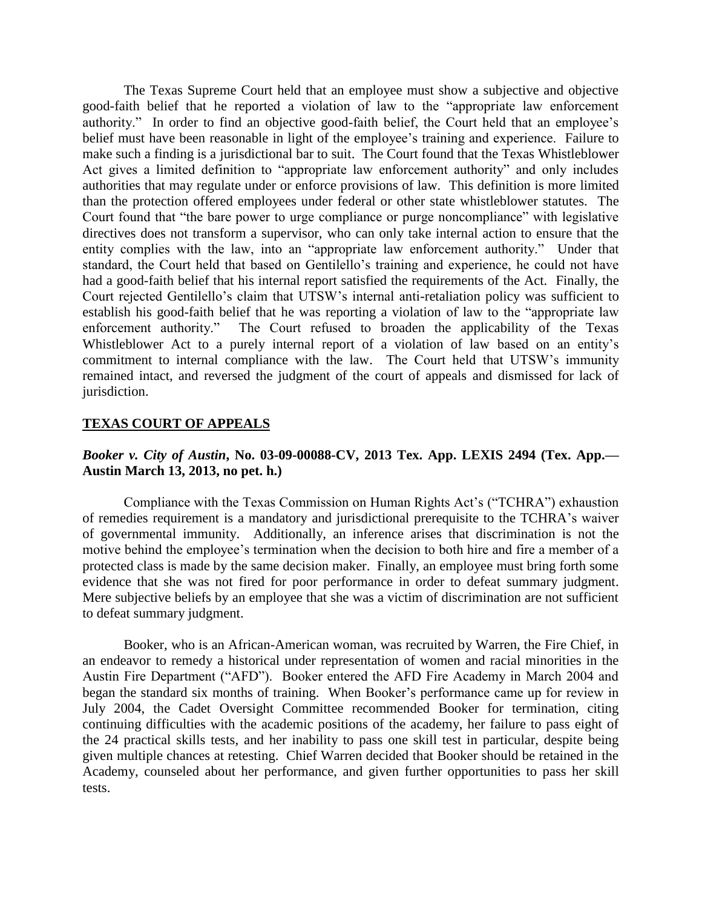The Texas Supreme Court held that an employee must show a subjective and objective good-faith belief that he reported a violation of law to the "appropriate law enforcement authority." In order to find an objective good-faith belief, the Court held that an employee's belief must have been reasonable in light of the employee's training and experience. Failure to make such a finding is a jurisdictional bar to suit. The Court found that the Texas Whistleblower Act gives a limited definition to "appropriate law enforcement authority" and only includes authorities that may regulate under or enforce provisions of law. This definition is more limited than the protection offered employees under federal or other state whistleblower statutes. The Court found that "the bare power to urge compliance or purge noncompliance" with legislative directives does not transform a supervisor, who can only take internal action to ensure that the entity complies with the law, into an "appropriate law enforcement authority." Under that standard, the Court held that based on Gentilello's training and experience, he could not have had a good-faith belief that his internal report satisfied the requirements of the Act. Finally, the Court rejected Gentilello's claim that UTSW's internal anti-retaliation policy was sufficient to establish his good-faith belief that he was reporting a violation of law to the "appropriate law enforcement authority." The Court refused to broaden the applicability of the Texas Whistleblower Act to a purely internal report of a violation of law based on an entity's commitment to internal compliance with the law. The Court held that UTSW's immunity remained intact, and reversed the judgment of the court of appeals and dismissed for lack of jurisdiction.

## TEXAS COURT OF APPEALS

### ***Booker v. City of Austin*, No. 03-09-00088-CV, 2013 Tex. App. LEXIS 2494 (Tex. App.—Austin March 13, 2013, no pet. h.)**

Compliance with the Texas Commission on Human Rights Act's ("TCHRA") exhaustion of remedies requirement is a mandatory and jurisdictional prerequisite to the TCHRA's waiver of governmental immunity. Additionally, an inference arises that discrimination is not the motive behind the employee's termination when the decision to both hire and fire a member of a protected class is made by the same decision maker. Finally, an employee must bring forth some evidence that she was not fired for poor performance in order to defeat summary judgment. Mere subjective beliefs by an employee that she was a victim of discrimination are not sufficient to defeat summary judgment.

Booker, who is an African-American woman, was recruited by Warren, the Fire Chief, in an endeavor to remedy a historical under representation of women and racial minorities in the Austin Fire Department ("AFD"). Booker entered the AFD Fire Academy in March 2004 and began the standard six months of training. When Booker's performance came up for review in July 2004, the Cadet Oversight Committee recommended Booker for termination, citing continuing difficulties with the academic positions of the academy, her failure to pass eight of the 24 practical skills tests, and her inability to pass one skill test in particular, despite being given multiple chances at retesting. Chief Warren decided that Booker should be retained in the Academy, counseled about her performance, and given further opportunities to pass her skill tests.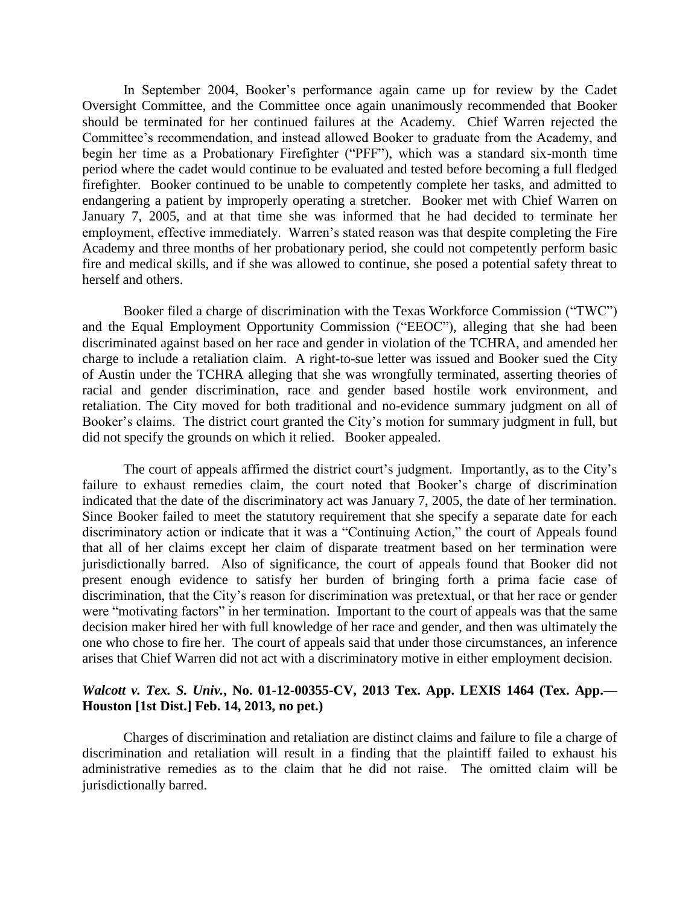In September 2004, Booker's performance again came up for review by the Cadet Oversight Committee, and the Committee once again unanimously recommended that Booker should be terminated for her continued failures at the Academy. Chief Warren rejected the Committee's recommendation, and instead allowed Booker to graduate from the Academy, and begin her time as a Probationary Firefighter ("PFF"), which was a standard six-month time period where the cadet would continue to be evaluated and tested before becoming a full fledged firefighter. Booker continued to be unable to competently complete her tasks, and admitted to endangering a patient by improperly operating a stretcher. Booker met with Chief Warren on January 7, 2005, and at that time she was informed that he had decided to terminate her employment, effective immediately. Warren's stated reason was that despite completing the Fire Academy and three months of her probationary period, she could not competently perform basic fire and medical skills, and if she was allowed to continue, she posed a potential safety threat to herself and others.

Booker filed a charge of discrimination with the Texas Workforce Commission ("TWC") and the Equal Employment Opportunity Commission ("EEOC"), alleging that she had been discriminated against based on her race and gender in violation of the TCHRA, and amended her charge to include a retaliation claim. A right-to-sue letter was issued and Booker sued the City of Austin under the TCHRA alleging that she was wrongfully terminated, asserting theories of racial and gender discrimination, race and gender based hostile work environment, and retaliation. The City moved for both traditional and no-evidence summary judgment on all of Booker's claims. The district court granted the City's motion for summary judgment in full, but did not specify the grounds on which it relied. Booker appealed.

The court of appeals affirmed the district court's judgment. Importantly, as to the City's failure to exhaust remedies claim, the court noted that Booker's charge of discrimination indicated that the date of the discriminatory act was January 7, 2005, the date of her termination. Since Booker failed to meet the statutory requirement that she specify a separate date for each discriminatory action or indicate that it was a "Continuing Action," the court of Appeals found that all of her claims except her claim of disparate treatment based on her termination were jurisdictionally barred. Also of significance, the court of appeals found that Booker did not present enough evidence to satisfy her burden of bringing forth a prima facie case of discrimination, that the City's reason for discrimination was pretextual, or that her race or gender were "motivating factors" in her termination. Important to the court of appeals was that the same decision maker hired her with full knowledge of her race and gender, and then was ultimately the one who chose to fire her. The court of appeals said that under those circumstances, an inference arises that Chief Warren did not act with a discriminatory motive in either employment decision.

***Walcott v. Tex. S. Univ.*, No. 01-12-00355-CV, 2013 Tex. App. LEXIS 1464 (Tex. App.—Houston [1st Dist.] Feb. 14, 2013, no pet.)**

Charges of discrimination and retaliation are distinct claims and failure to file a charge of discrimination and retaliation will result in a finding that the plaintiff failed to exhaust his administrative remedies as to the claim that he did not raise. The omitted claim will be jurisdictionally barred.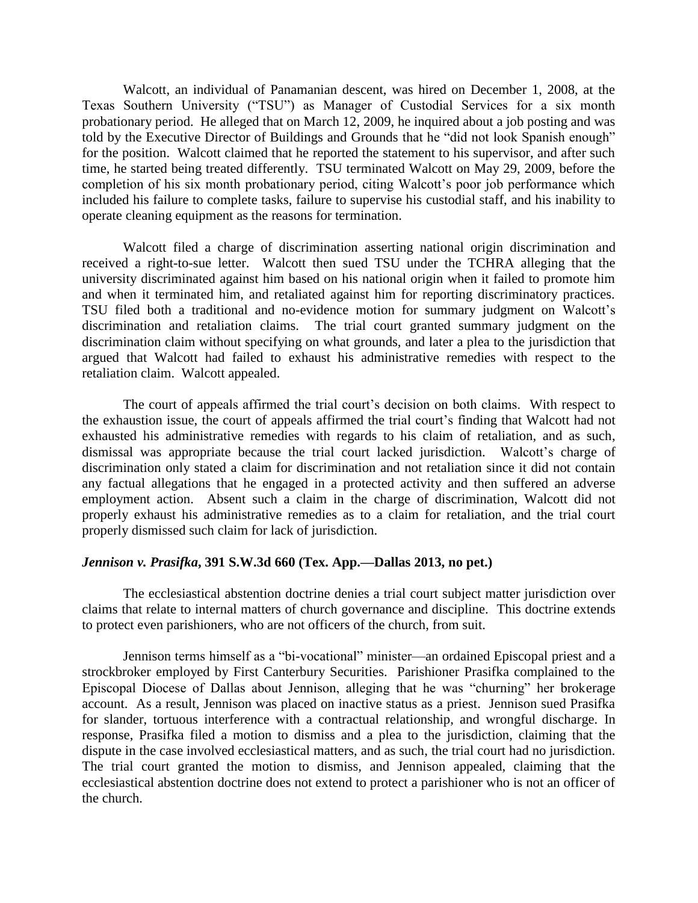Walcott, an individual of Panamanian descent, was hired on December 1, 2008, at the Texas Southern University ("TSU") as Manager of Custodial Services for a six month probationary period. He alleged that on March 12, 2009, he inquired about a job posting and was told by the Executive Director of Buildings and Grounds that he "did not look Spanish enough" for the position. Walcott claimed that he reported the statement to his supervisor, and after such time, he started being treated differently. TSU terminated Walcott on May 29, 2009, before the completion of his six month probationary period, citing Walcott's poor job performance which included his failure to complete tasks, failure to supervise his custodial staff, and his inability to operate cleaning equipment as the reasons for termination.

Walcott filed a charge of discrimination asserting national origin discrimination and received a right-to-sue letter. Walcott then sued TSU under the TCHRA alleging that the university discriminated against him based on his national origin when it failed to promote him and when it terminated him, and retaliated against him for reporting discriminatory practices. TSU filed both a traditional and no-evidence motion for summary judgment on Walcott's discrimination and retaliation claims. The trial court granted summary judgment on the discrimination claim without specifying on what grounds, and later a plea to the jurisdiction that argued that Walcott had failed to exhaust his administrative remedies with respect to the retaliation claim. Walcott appealed.

The court of appeals affirmed the trial court's decision on both claims. With respect to the exhaustion issue, the court of appeals affirmed the trial court's finding that Walcott had not exhausted his administrative remedies with regards to his claim of retaliation, and as such, dismissal was appropriate because the trial court lacked jurisdiction. Walcott's charge of discrimination only stated a claim for discrimination and not retaliation since it did not contain any factual allegations that he engaged in a protected activity and then suffered an adverse employment action. Absent such a claim in the charge of discrimination, Walcott did not properly exhaust his administrative remedies as to a claim for retaliation, and the trial court properly dismissed such claim for lack of jurisdiction.

### ***Jennison v. Prasifka*, 391 S.W.3d 660 (Tex. App.—Dallas 2013, no pet.)**

The ecclesiastical abstention doctrine denies a trial court subject matter jurisdiction over claims that relate to internal matters of church governance and discipline. This doctrine extends to protect even parishioners, who are not officers of the church, from suit.

Jennison terms himself as a "bi-vocational" minister—an ordained Episcopal priest and a strockbroker employed by First Canterbury Securities. Parishioner Prasifka complained to the Episcopal Diocese of Dallas about Jennison, alleging that he was "churning" her brokerage account. As a result, Jennison was placed on inactive status as a priest. Jennison sued Prasifka for slander, tortuous interference with a contractual relationship, and wrongful discharge. In response, Prasifka filed a motion to dismiss and a plea to the jurisdiction, claiming that the dispute in the case involved ecclesiastical matters, and as such, the trial court had no jurisdiction. The trial court granted the motion to dismiss, and Jennison appealed, claiming that the ecclesiastical abstention doctrine does not extend to protect a parishioner who is not an officer of the church.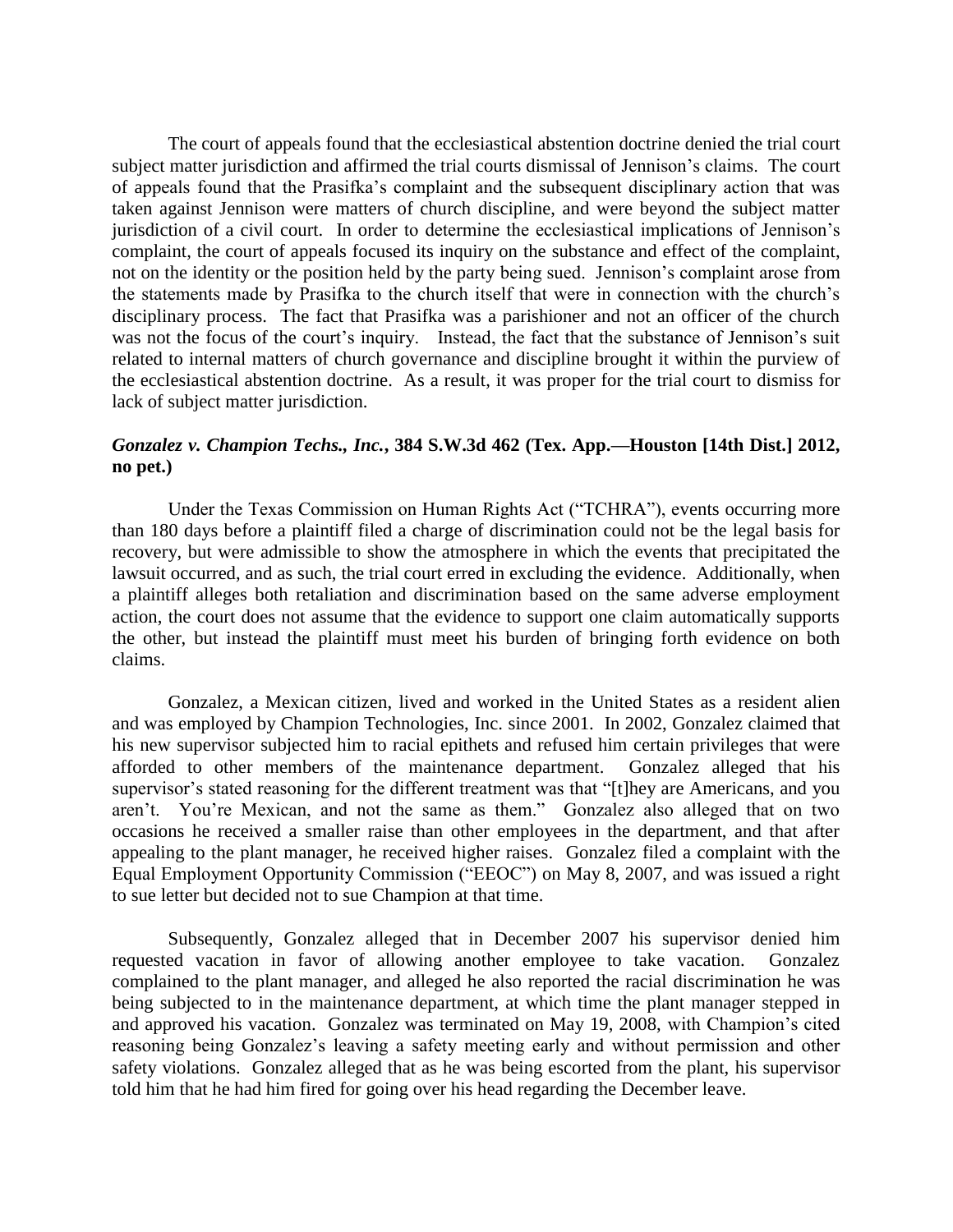The court of appeals found that the ecclesiastical abstention doctrine denied the trial court subject matter jurisdiction and affirmed the trial courts dismissal of Jennison's claims. The court of appeals found that the Prasifka's complaint and the subsequent disciplinary action that was taken against Jennison were matters of church discipline, and were beyond the subject matter jurisdiction of a civil court. In order to determine the ecclesiastical implications of Jennison's complaint, the court of appeals focused its inquiry on the substance and effect of the complaint, not on the identity or the position held by the party being sued. Jennison's complaint arose from the statements made by Prasifka to the church itself that were in connection with the church's disciplinary process. The fact that Prasifka was a parishioner and not an officer of the church was not the focus of the court's inquiry. Instead, the fact that the substance of Jennison's suit related to internal matters of church governance and discipline brought it within the purview of the ecclesiastical abstention doctrine. As a result, it was proper for the trial court to dismiss for lack of subject matter jurisdiction.

### *Gonzalez v. Champion Techs., Inc.*, 384 S.W.3d 462 (Tex. App.—Houston [14th Dist.] 2012, no pet.)

Under the Texas Commission on Human Rights Act ("TCHRA"), events occurring more than 180 days before a plaintiff filed a charge of discrimination could not be the legal basis for recovery, but were admissible to show the atmosphere in which the events that precipitated the lawsuit occurred, and as such, the trial court erred in excluding the evidence. Additionally, when a plaintiff alleges both retaliation and discrimination based on the same adverse employment action, the court does not assume that the evidence to support one claim automatically supports the other, but instead the plaintiff must meet his burden of bringing forth evidence on both claims.

Gonzalez, a Mexican citizen, lived and worked in the United States as a resident alien and was employed by Champion Technologies, Inc. since 2001. In 2002, Gonzalez claimed that his new supervisor subjected him to racial epithets and refused him certain privileges that were afforded to other members of the maintenance department. Gonzalez alleged that his supervisor's stated reasoning for the different treatment was that "[t]hey are Americans, and you aren't. You're Mexican, and not the same as them." Gonzalez also alleged that on two occasions he received a smaller raise than other employees in the department, and that after appealing to the plant manager, he received higher raises. Gonzalez filed a complaint with the Equal Employment Opportunity Commission ("EEOC") on May 8, 2007, and was issued a right to sue letter but decided not to sue Champion at that time.

Subsequently, Gonzalez alleged that in December 2007 his supervisor denied him requested vacation in favor of allowing another employee to take vacation. Gonzalez complained to the plant manager, and alleged he also reported the racial discrimination he was being subjected to in the maintenance department, at which time the plant manager stepped in and approved his vacation. Gonzalez was terminated on May 19, 2008, with Champion's cited reasoning being Gonzalez's leaving a safety meeting early and without permission and other safety violations. Gonzalez alleged that as he was being escorted from the plant, his supervisor told him that he had him fired for going over his head regarding the December leave.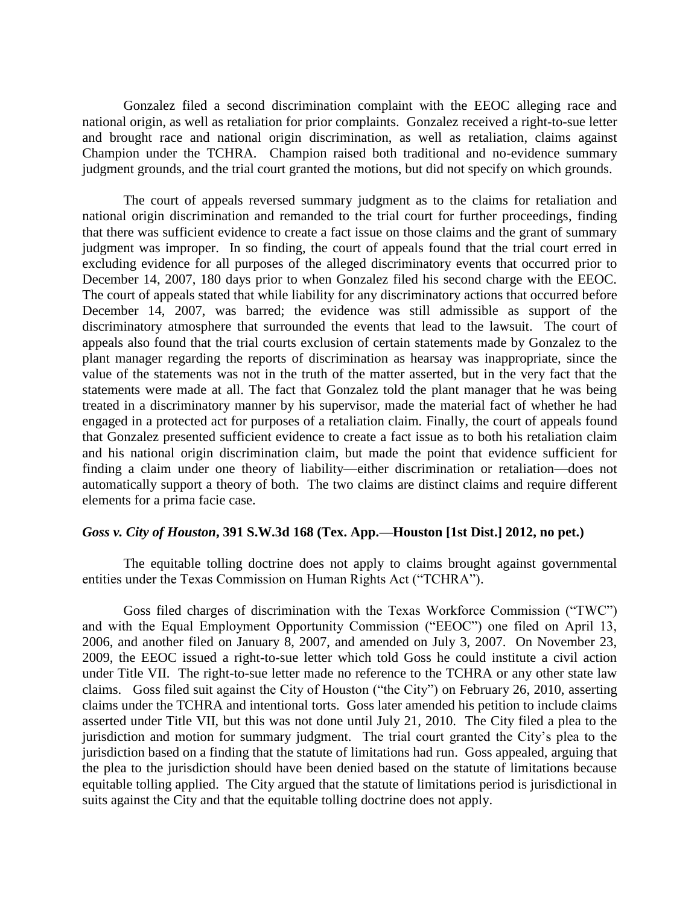Gonzalez filed a second discrimination complaint with the EEOC alleging race and national origin, as well as retaliation for prior complaints. Gonzalez received a right-to-sue letter and brought race and national origin discrimination, as well as retaliation, claims against Champion under the TCHRA. Champion raised both traditional and no-evidence summary judgment grounds, and the trial court granted the motions, but did not specify on which grounds.

The court of appeals reversed summary judgment as to the claims for retaliation and national origin discrimination and remanded to the trial court for further proceedings, finding that there was sufficient evidence to create a fact issue on those claims and the grant of summary judgment was improper. In so finding, the court of appeals found that the trial court erred in excluding evidence for all purposes of the alleged discriminatory events that occurred prior to December 14, 2007, 180 days prior to when Gonzalez filed his second charge with the EEOC. The court of appeals stated that while liability for any discriminatory actions that occurred before December 14, 2007, was barred; the evidence was still admissible as support of the discriminatory atmosphere that surrounded the events that lead to the lawsuit. The court of appeals also found that the trial courts exclusion of certain statements made by Gonzalez to the plant manager regarding the reports of discrimination as hearsay was inappropriate, since the value of the statements was not in the truth of the matter asserted, but in the very fact that the statements were made at all. The fact that Gonzalez told the plant manager that he was being treated in a discriminatory manner by his supervisor, made the material fact of whether he had engaged in a protected act for purposes of a retaliation claim. Finally, the court of appeals found that Gonzalez presented sufficient evidence to create a fact issue as to both his retaliation claim and his national origin discrimination claim, but made the point that evidence sufficient for finding a claim under one theory of liability—either discrimination or retaliation—does not automatically support a theory of both. The two claims are distinct claims and require different elements for a prima facie case.

### *Goss v. City of Houston*, 391 S.W.3d 168 (Tex. App.—Houston [1st Dist.] 2012, no pet.)

The equitable tolling doctrine does not apply to claims brought against governmental entities under the Texas Commission on Human Rights Act ("TCHRA").

Goss filed charges of discrimination with the Texas Workforce Commission ("TWC") and with the Equal Employment Opportunity Commission ("EEOC") one filed on April 13, 2006, and another filed on January 8, 2007, and amended on July 3, 2007. On November 23, 2009, the EEOC issued a right-to-sue letter which told Goss he could institute a civil action under Title VII. The right-to-sue letter made no reference to the TCHRA or any other state law claims. Goss filed suit against the City of Houston ("the City") on February 26, 2010, asserting claims under the TCHRA and intentional torts. Goss later amended his petition to include claims asserted under Title VII, but this was not done until July 21, 2010. The City filed a plea to the jurisdiction and motion for summary judgment. The trial court granted the City's plea to the jurisdiction based on a finding that the statute of limitations had run. Goss appealed, arguing that the plea to the jurisdiction should have been denied based on the statute of limitations because equitable tolling applied. The City argued that the statute of limitations period is jurisdictional in suits against the City and that the equitable tolling doctrine does not apply.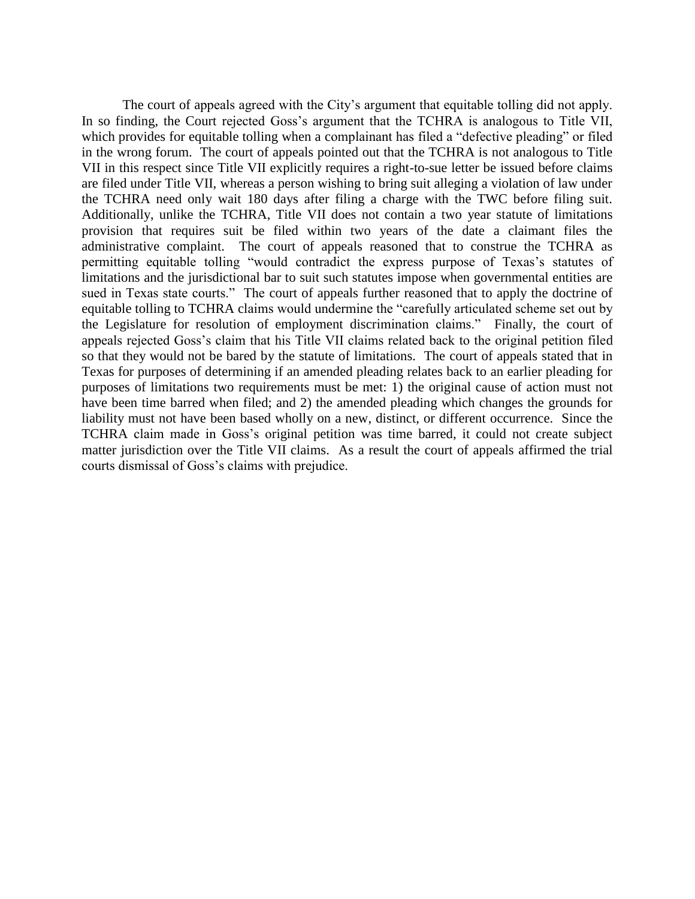The court of appeals agreed with the City's argument that equitable tolling did not apply. In so finding, the Court rejected Goss's argument that the TCHRA is analogous to Title VII, which provides for equitable tolling when a complainant has filed a "defective pleading" or filed in the wrong forum. The court of appeals pointed out that the TCHRA is not analogous to Title VII in this respect since Title VII explicitly requires a right-to-sue letter be issued before claims are filed under Title VII, whereas a person wishing to bring suit alleging a violation of law under the TCHRA need only wait 180 days after filing a charge with the TWC before filing suit. Additionally, unlike the TCHRA, Title VII does not contain a two year statute of limitations provision that requires suit be filed within two years of the date a claimant files the administrative complaint. The court of appeals reasoned that to construe the TCHRA as permitting equitable tolling "would contradict the express purpose of Texas's statutes of limitations and the jurisdictional bar to suit such statutes impose when governmental entities are sued in Texas state courts." The court of appeals further reasoned that to apply the doctrine of equitable tolling to TCHRA claims would undermine the "carefully articulated scheme set out by the Legislature for resolution of employment discrimination claims." Finally, the court of appeals rejected Goss's claim that his Title VII claims related back to the original petition filed so that they would not be bared by the statute of limitations. The court of appeals stated that in Texas for purposes of determining if an amended pleading relates back to an earlier pleading for purposes of limitations two requirements must be met: 1) the original cause of action must not have been time barred when filed; and 2) the amended pleading which changes the grounds for liability must not have been based wholly on a new, distinct, or different occurrence. Since the TCHRA claim made in Goss's original petition was time barred, it could not create subject matter jurisdiction over the Title VII claims. As a result the court of appeals affirmed the trial courts dismissal of Goss's claims with prejudice.